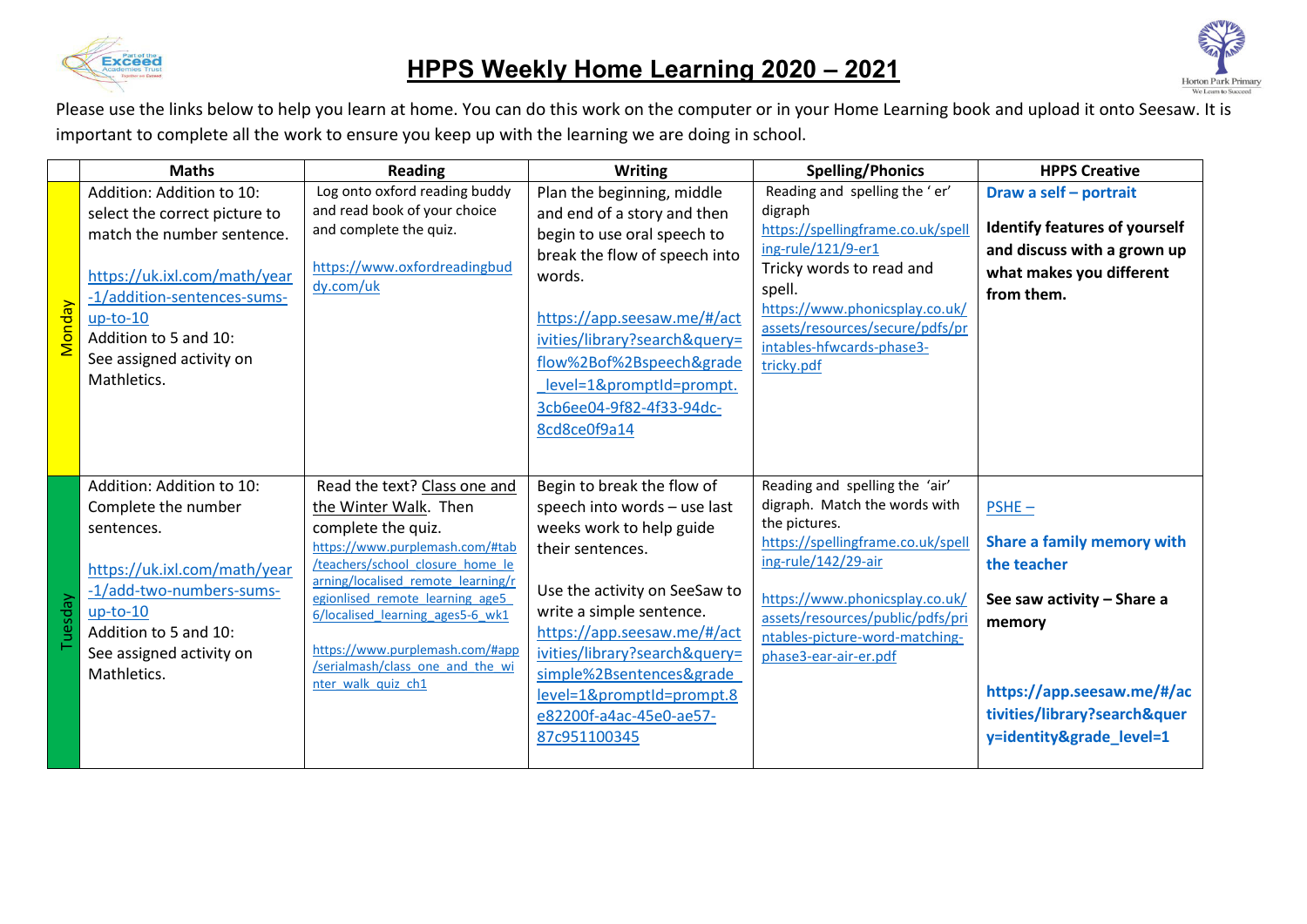# HPPS Weekly Home Learning 2020 – 2021

Please use the links below to help you learn at home. You can do this work on the computer or in your Home Learning book and upload it onto Seesaw. It is important to complete all the work to ensure you keep up with the learning we are doing in school.

| | Maths | Reading | Writing | Spelling/Phonics | HPPS Creative |
|---|---|---|---|---|---|
| Monday | Addition: Addition to 10: select the correct picture to match the number sentence.<br><br>https://uk.ixl.com/math/year-1/addition-sentences-sums-up-to-10<br>Addition to 5 and 10:<br>See assigned activity on Mathletics. | Log onto oxford reading buddy and read book of your choice and complete the quiz.<br><br>https://www.oxfordreadingbuddy.com/uk | Plan the beginning, middle and end of a story and then begin to use oral speech to break the flow of speech into words.<br><br>https://app.seesaw.me/#/activities/library?search&query=flow%2Bof%2Bspeech&grade_level=1&promptId=prompt.3cb6ee04-9f82-4f33-94dc-8cd8ce0f9a14 | Reading and spelling the ' er' digraph<br>https://spellingframe.co.uk/spelling-rule/121/9-er1<br>Tricky words to read and spell.<br>https://www.phonicsplay.co.uk/assets/resources/secure/pdfs/printables-hfwcards-phase3-tricky.pdf | **Draw a self – portrait**<br><br>**Identify features of yourself and discuss with a grown up what makes you different from them.** |
| Tuesday | Addition: Addition to 10: Complete the number sentences.<br><br>https://uk.ixl.com/math/year-1/add-two-numbers-sums-up-to-10<br>Addition to 5 and 10:<br>See assigned activity on Mathletics. | Read the text? Class one and the Winter Walk. Then complete the quiz.<br>https://www.purplemash.com/#tab/teachers/school_closure_home_learning/localised_remote_learning/regionlised_remote_learning_age5_6/localised_learning_ages5-6_wk1<br><br>https://www.purplemash.com/#app/serialmash/class_one_and_the_winter_walk_quiz_ch1 | Begin to break the flow of speech into words – use last weeks work to help guide their sentences.<br><br>Use the activity on SeeSaw to write a simple sentence.<br>https://app.seesaw.me/#/activities/library?search&query=simple%2Bsentences&grade_level=1&promptId=prompt.8e82200f-a4ac-45e0-ae57-87c951100345 | Reading and spelling the 'air' digraph. Match the words with the pictures.<br>https://spellingframe.co.uk/spelling-rule/142/29-air<br><br>https://www.phonicsplay.co.uk/assets/resources/public/pdfs/printables-picture-word-matching-phase3-ear-air-er.pdf | PSHE –<br><br>**Share a family memory with the teacher**<br><br>**See saw activity – Share a memory**<br><br>**https://app.seesaw.me/#/activities/library?search&query=identity&grade_level=1** |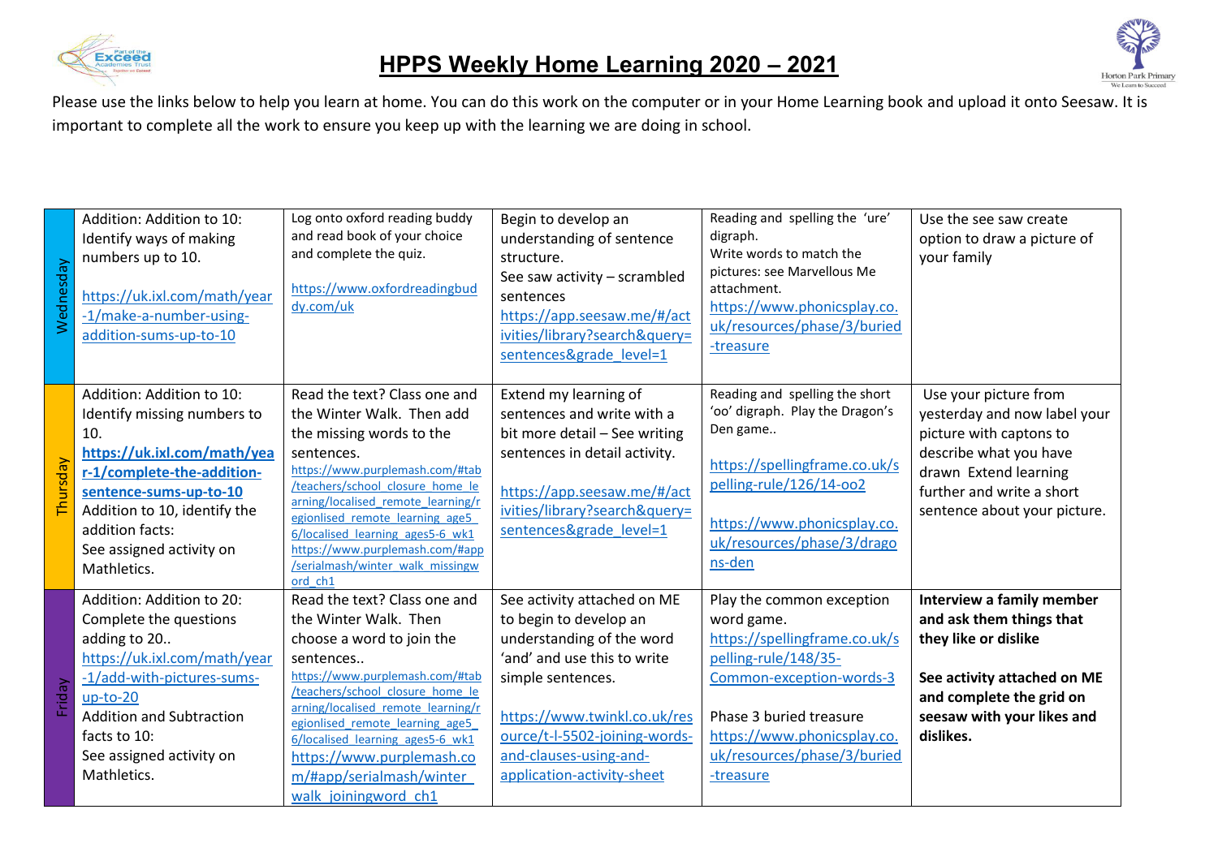# HPPS Weekly Home Learning 2020 – 2021

Please use the links below to help you learn at home. You can do this work on the computer or in your Home Learning book and upload it onto Seesaw. It is important to complete all the work to ensure you keep up with the learning we are doing in school.

| | | | | | |
|---|---|---|---|---|---|
| Wednesday | Addition: Addition to 10: Identify ways of making numbers up to 10.<br><br>https://uk.ixl.com/math/year-1/make-a-number-using-addition-sums-up-to-10 | Log onto oxford reading buddy and read book of your choice and complete the quiz.<br><br>https://www.oxfordreadingbuddy.com/uk | Begin to develop an understanding of sentence structure.<br>See saw activity – scrambled sentences<br>https://app.seesaw.me/#/activities/library?search&query=sentences&grade_level=1 | Reading and spelling the 'ure' digraph.<br>Write words to match the pictures: see Marvellous Me attachment.<br>https://www.phonicsplay.co.uk/resources/phase/3/buried-treasure | Use the see saw create option to draw a picture of your family |
| Thursday | Addition: Addition to 10: Identify missing numbers to 10.<br>**https://uk.ixl.com/math/year-1/complete-the-addition-sentence-sums-up-to-10**<br>Addition to 10, identify the addition facts:<br>See assigned activity on Mathletics. | Read the text? Class one and the Winter Walk. Then add the missing words to the sentences.<br>https://www.purplemash.com/#tab/teachers/school_closure_home_learning/localised_remote_learning/regionlised_remote_learning_age5_6/localised_learning_ages5-6_wk1<br>https://www.purplemash.com/#app/serialmash/winter_walk_missingword_ch1 | Extend my learning of sentences and write with a bit more detail – See writing sentences in detail activity.<br><br>https://app.seesaw.me/#/activities/library?search&query=sentences&grade_level=1 | Reading and spelling the short 'oo' digraph. Play the Dragon's Den game..<br><br>https://spellingframe.co.uk/spelling-rule/126/14-oo2<br><br>https://www.phonicsplay.co.uk/resources/phase/3/dragons-den | Use your picture from yesterday and now label your picture with captons to describe what you have drawn Extend learning further and write a short sentence about your picture. |
| Friday | Addition: Addition to 20: Complete the questions adding to 20..<br>https://uk.ixl.com/math/year-1/add-with-pictures-sums-up-to-20<br>Addition and Subtraction facts to 10:<br>See assigned activity on Mathletics. | Read the text? Class one and the Winter Walk. Then choose a word to join the sentences..<br>https://www.purplemash.com/#tab/teachers/school_closure_home_learning/localised_remote_learning/regionlised_remote_learning_age5_6/localised_learning_ages5-6_wk1<br>https://www.purplemash.com/#app/serialmash/winter_walk_joiningword_ch1 | See activity attached on ME to begin to develop an understanding of the word 'and' and use this to write simple sentences.<br><br>https://www.twinkl.co.uk/resource/t-l-5502-joining-words-and-clauses-using-and-application-activity-sheet | Play the common exception word game.<br>https://spellingframe.co.uk/spelling-rule/148/35-Common-exception-words-3<br><br>Phase 3 buried treasure<br>https://www.phonicsplay.co.uk/resources/phase/3/buried-treasure | **Interview a family member and ask them things that they like or dislike**<br><br>**See activity attached on ME and complete the grid on seesaw with your likes and dislikes.** |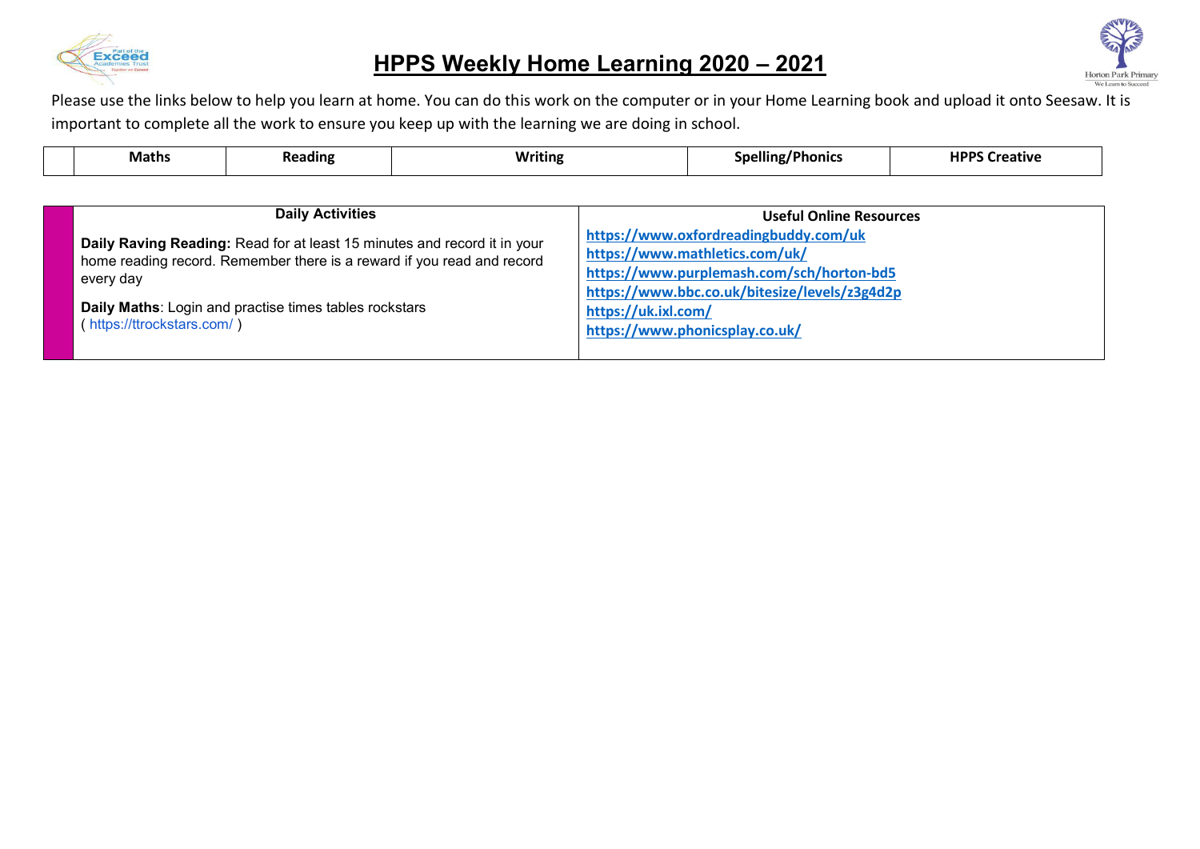# HPPS Weekly Home Learning 2020 – 2021

Please use the links below to help you learn at home. You can do this work on the computer or in your Home Learning book and upload it onto Seesaw. It is important to complete all the work to ensure you keep up with the learning we are doing in school.

| | Maths | Reading | Writing | Spelling/Phonics | HPPS Creative |
|---|---|---|---|---|---|

| | Daily Activities | Useful Online Resources |
|---|---|---|
| | **Daily Raving Reading:** Read for at least 15 minutes and record it in your home reading record. Remember there is a reward if you read and record every day<br><br>**Daily Maths**: Login and practise times tables rockstars ( https://ttrockstars.com/ ) | https://www.oxfordreadingbuddy.com/uk<br>https://www.mathletics.com/uk/<br>https://www.purplemash.com/sch/horton-bd5<br>https://www.bbc.co.uk/bitesize/levels/z3g4d2p<br>https://uk.ixl.com/<br>https://www.phonicsplay.co.uk/ |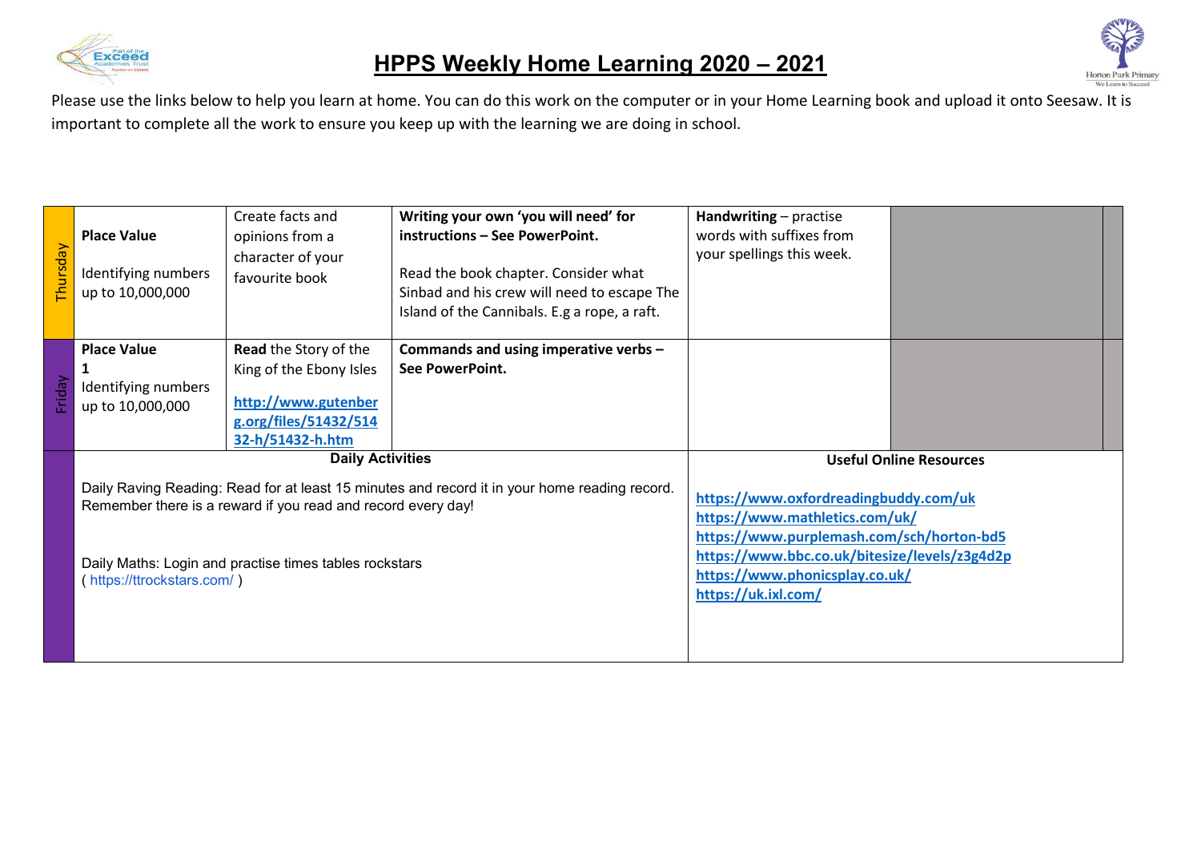# HPPS Weekly Home Learning 2020 – 2021

Please use the links below to help you learn at home. You can do this work on the computer or in your Home Learning book and upload it onto Seesaw. It is important to complete all the work to ensure you keep up with the learning we are doing in school.

| | | | | | |
|---|---|---|---|---|---|
| Thursday | **Place Value**<br><br>Identifying numbers up to 10,000,000 | Create facts and opinions from a character of your favourite book | **Writing your own 'you will need' for instructions – See PowerPoint.**<br><br>Read the book chapter. Consider what Sinbad and his crew will need to escape The Island of the Cannibals. E.g a rope, a raft. | **Handwriting** – practise words with suffixes from your spellings this week. | |
| Friday | **Place Value 1**<br>Identifying numbers up to 10,000,000 | **Read** the Story of the King of the Ebony Isles<br><br>http://www.gutenberg.org/files/51432/51432-h/51432-h.htm | **Commands and using imperative verbs – See PowerPoint.** | | |

| Daily Activities | Useful Online Resources |
|---|---|
| Daily Raving Reading: Read for at least 15 minutes and record it in your home reading record. Remember there is a reward if you read and record every day!<br><br>Daily Maths: Login and practise times tables rockstars ( https://ttrockstars.com/ ) | https://www.oxfordreadingbuddy.com/uk<br>https://www.mathletics.com/uk/<br>https://www.purplemash.com/sch/horton-bd5<br>https://www.bbc.co.uk/bitesize/levels/z3g4d2p<br>https://www.phonicsplay.co.uk/<br>https://uk.ixl.com/ |